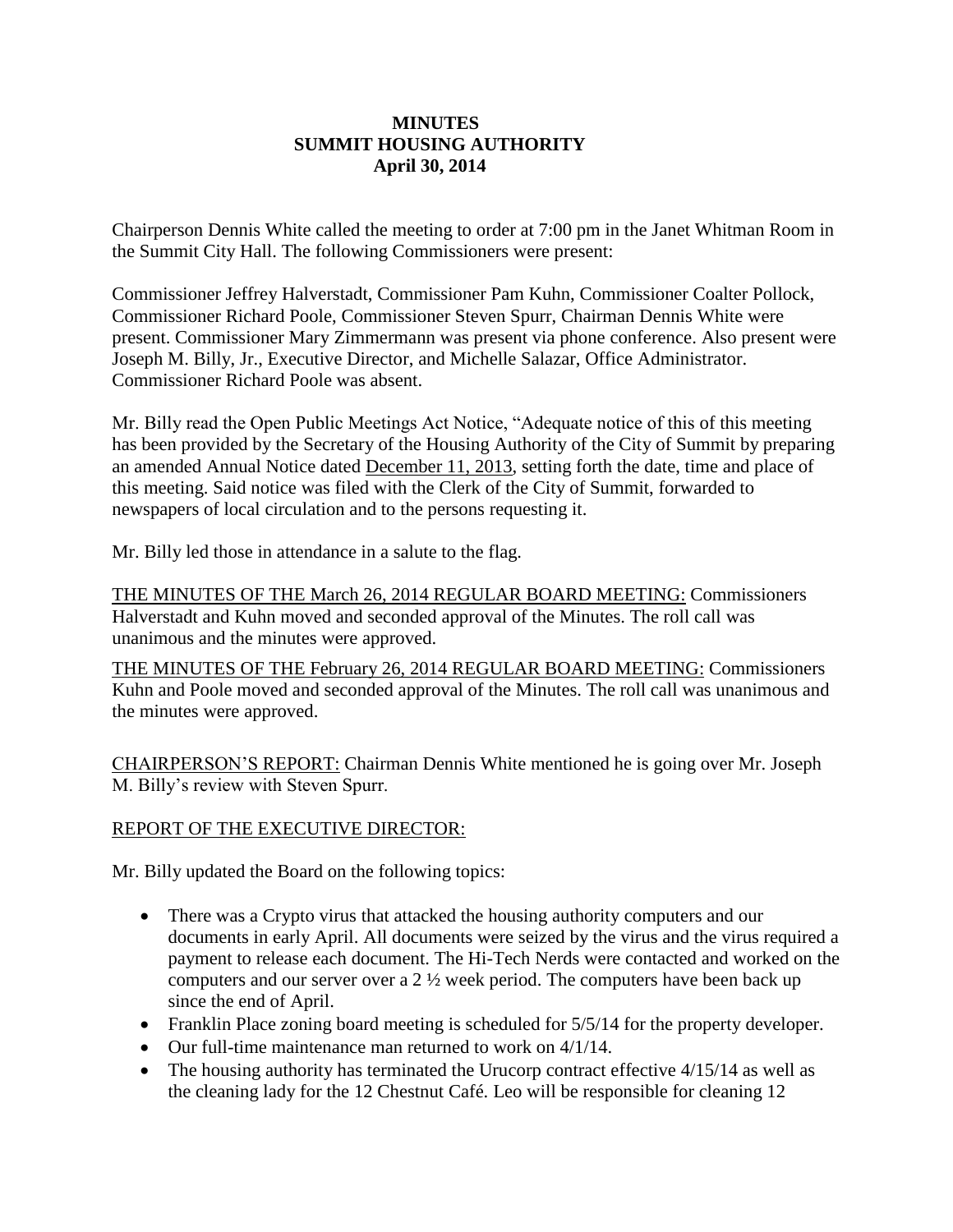# MINUTES
# SUMMIT HOUSING AUTHORITY
## April 30, 2014

Chairperson Dennis White called the meeting to order at 7:00 pm in the Janet Whitman Room in the Summit City Hall. The following Commissioners were present:

Commissioner Jeffrey Halverstadt, Commissioner Pam Kuhn, Commissioner Coalter Pollock, Commissioner Richard Poole, Commissioner Steven Spurr, Chairman Dennis White were present. Commissioner Mary Zimmermann was present via phone conference. Also present were Joseph M. Billy, Jr., Executive Director, and Michelle Salazar, Office Administrator. Commissioner Richard Poole was absent.

Mr. Billy read the Open Public Meetings Act Notice, "Adequate notice of this of this meeting has been provided by the Secretary of the Housing Authority of the City of Summit by preparing an amended Annual Notice dated <u>December 11, 2013</u>, setting forth the date, time and place of this meeting. Said notice was filed with the Clerk of the City of Summit, forwarded to newspapers of local circulation and to the persons requesting it.

Mr. Billy led those in attendance in a salute to the flag.

<u>THE MINUTES OF THE March 26, 2014 REGULAR BOARD MEETING:</u> Commissioners Halverstadt and Kuhn moved and seconded approval of the Minutes. The roll call was unanimous and the minutes were approved.

<u>THE MINUTES OF THE February 26, 2014 REGULAR BOARD MEETING:</u> Commissioners Kuhn and Poole moved and seconded approval of the Minutes. The roll call was unanimous and the minutes were approved.

<u>CHAIRPERSON'S REPORT:</u> Chairman Dennis White mentioned he is going over Mr. Joseph M. Billy's review with Steven Spurr.

<u>REPORT OF THE EXECUTIVE DIRECTOR:</u>

Mr. Billy updated the Board on the following topics:

- There was a Crypto virus that attacked the housing authority computers and our documents in early April. All documents were seized by the virus and the virus required a payment to release each document. The Hi-Tech Nerds were contacted and worked on the computers and our server over a 2 ½ week period. The computers have been back up since the end of April.
- Franklin Place zoning board meeting is scheduled for 5/5/14 for the property developer.
- Our full-time maintenance man returned to work on 4/1/14.
- The housing authority has terminated the Urucorp contract effective 4/15/14 as well as the cleaning lady for the 12 Chestnut Café. Leo will be responsible for cleaning 12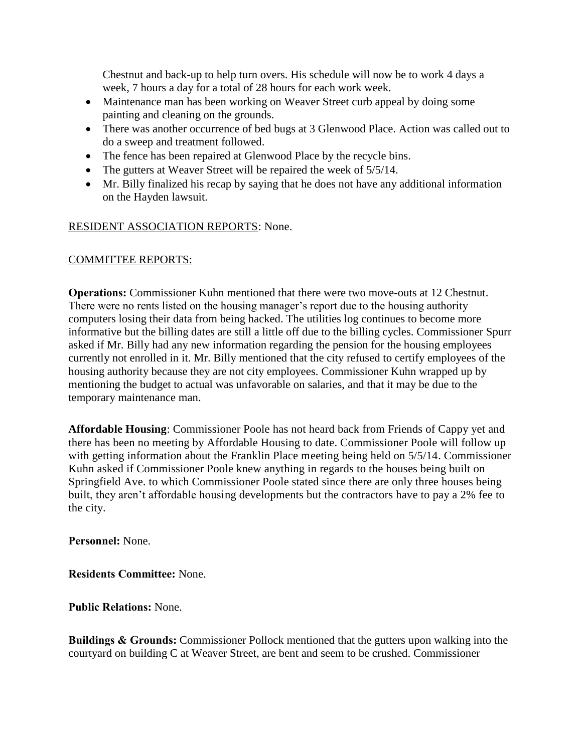Chestnut and back-up to help turn overs. His schedule will now be to work 4 days a week, 7 hours a day for a total of 28 hours for each work week.

- Maintenance man has been working on Weaver Street curb appeal by doing some painting and cleaning on the grounds.
- There was another occurrence of bed bugs at 3 Glenwood Place. Action was called out to do a sweep and treatment followed.
- The fence has been repaired at Glenwood Place by the recycle bins.
- The gutters at Weaver Street will be repaired the week of 5/5/14.
- Mr. Billy finalized his recap by saying that he does not have any additional information on the Hayden lawsuit.

RESIDENT ASSOCIATION REPORTS: None.

COMMITTEE REPORTS:

**Operations:** Commissioner Kuhn mentioned that there were two move-outs at 12 Chestnut. There were no rents listed on the housing manager's report due to the housing authority computers losing their data from being hacked. The utilities log continues to become more informative but the billing dates are still a little off due to the billing cycles. Commissioner Spurr asked if Mr. Billy had any new information regarding the pension for the housing employees currently not enrolled in it. Mr. Billy mentioned that the city refused to certify employees of the housing authority because they are not city employees. Commissioner Kuhn wrapped up by mentioning the budget to actual was unfavorable on salaries, and that it may be due to the temporary maintenance man.

**Affordable Housing**: Commissioner Poole has not heard back from Friends of Cappy yet and there has been no meeting by Affordable Housing to date. Commissioner Poole will follow up with getting information about the Franklin Place meeting being held on 5/5/14. Commissioner Kuhn asked if Commissioner Poole knew anything in regards to the houses being built on Springfield Ave. to which Commissioner Poole stated since there are only three houses being built, they aren't affordable housing developments but the contractors have to pay a 2% fee to the city.

**Personnel:** None.

**Residents Committee:** None.

**Public Relations:** None.

**Buildings & Grounds:** Commissioner Pollock mentioned that the gutters upon walking into the courtyard on building C at Weaver Street, are bent and seem to be crushed. Commissioner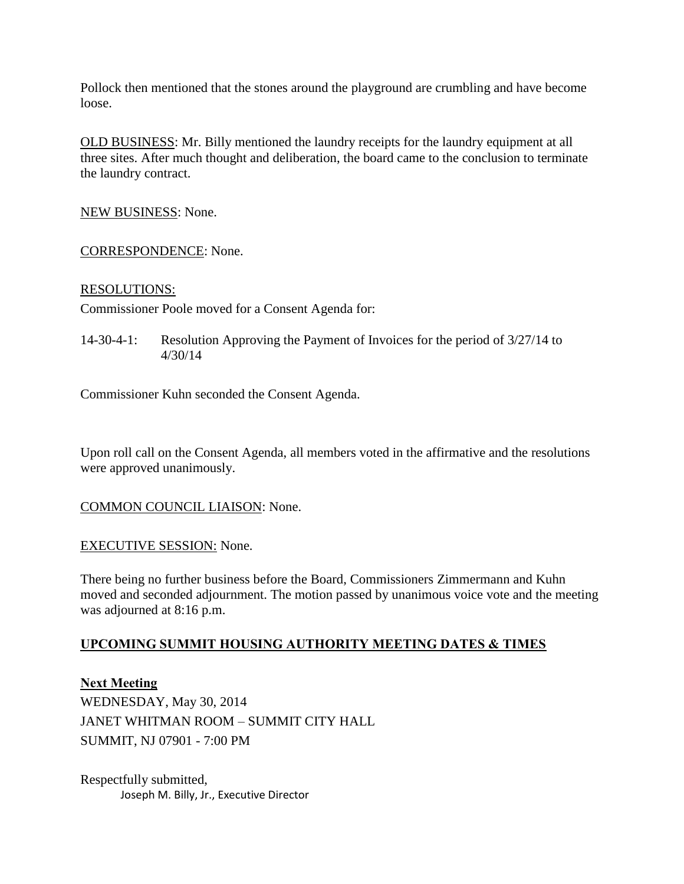Pollock then mentioned that the stones around the playground are crumbling and have become loose.

OLD BUSINESS: Mr. Billy mentioned the laundry receipts for the laundry equipment at all three sites. After much thought and deliberation, the board came to the conclusion to terminate the laundry contract.

NEW BUSINESS: None.

CORRESPONDENCE: None.

RESOLUTIONS:

Commissioner Poole moved for a Consent Agenda for:

14-30-4-1: Resolution Approving the Payment of Invoices for the period of 3/27/14 to 4/30/14

Commissioner Kuhn seconded the Consent Agenda.

Upon roll call on the Consent Agenda, all members voted in the affirmative and the resolutions were approved unanimously.

COMMON COUNCIL LIAISON: None.

EXECUTIVE SESSION: None.

There being no further business before the Board, Commissioners Zimmermann and Kuhn moved and seconded adjournment. The motion passed by unanimous voice vote and the meeting was adjourned at 8:16 p.m.

## UPCOMING SUMMIT HOUSING AUTHORITY MEETING DATES & TIMES

**Next Meeting**

WEDNESDAY, May 30, 2014
JANET WHITMAN ROOM – SUMMIT CITY HALL
SUMMIT, NJ 07901 - 7:00 PM

Respectfully submitted,
Joseph M. Billy, Jr., Executive Director